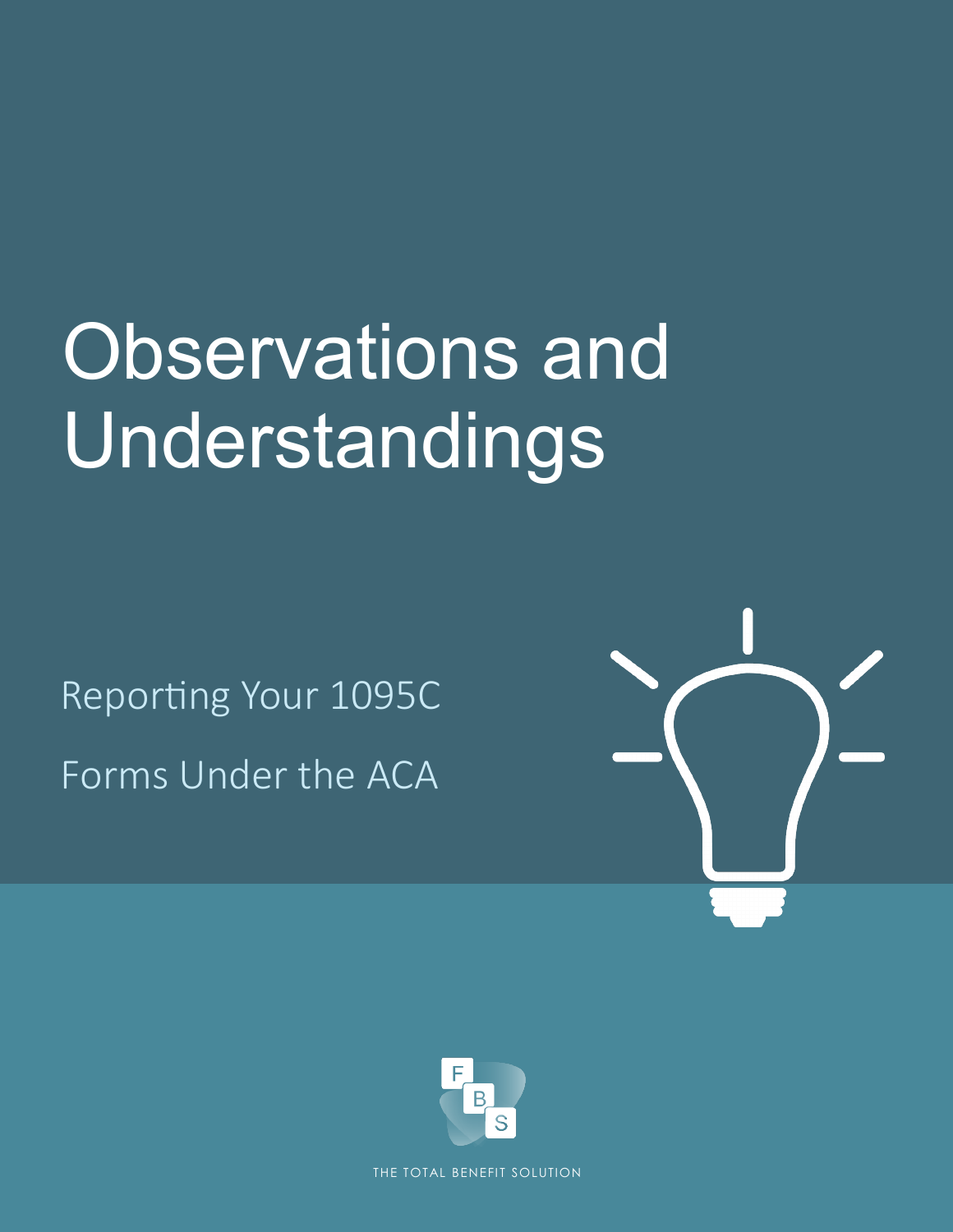# Observations and Understandings

Reporting Your 1095C

Forms Under the ACA

FBS

THE TOTAL BENEFIT SOLUTION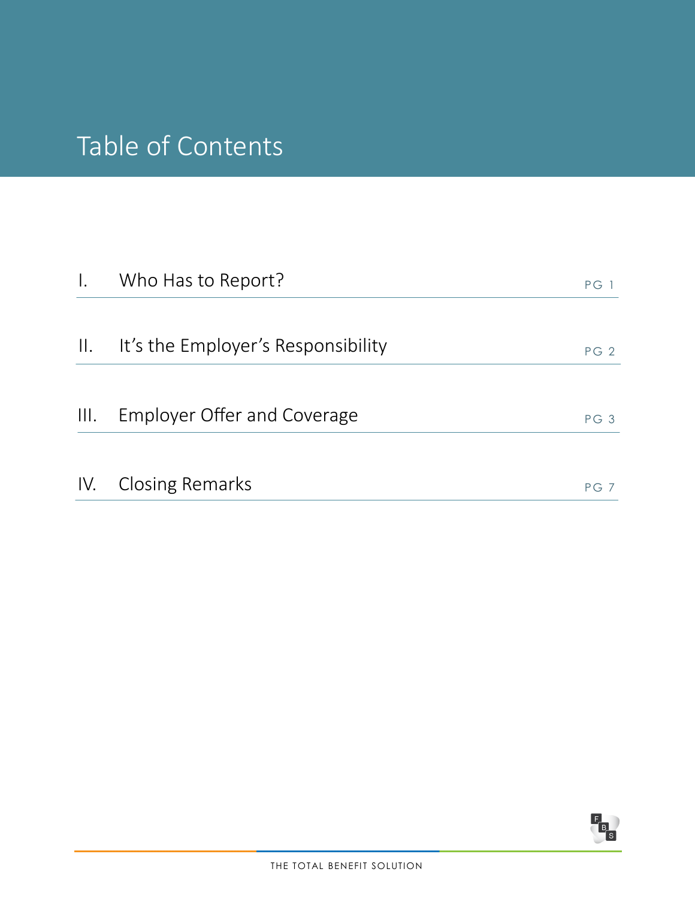# Table of Contents

| | | |
|---|---|---|
| I. | Who Has to Report? | PG 1 |
| II. | It's the Employer's Responsibility | PG 2 |
| III. | Employer Offer and Coverage | PG 3 |
| IV. | Closing Remarks | PG 7 |

THE TOTAL BENEFIT SOLUTION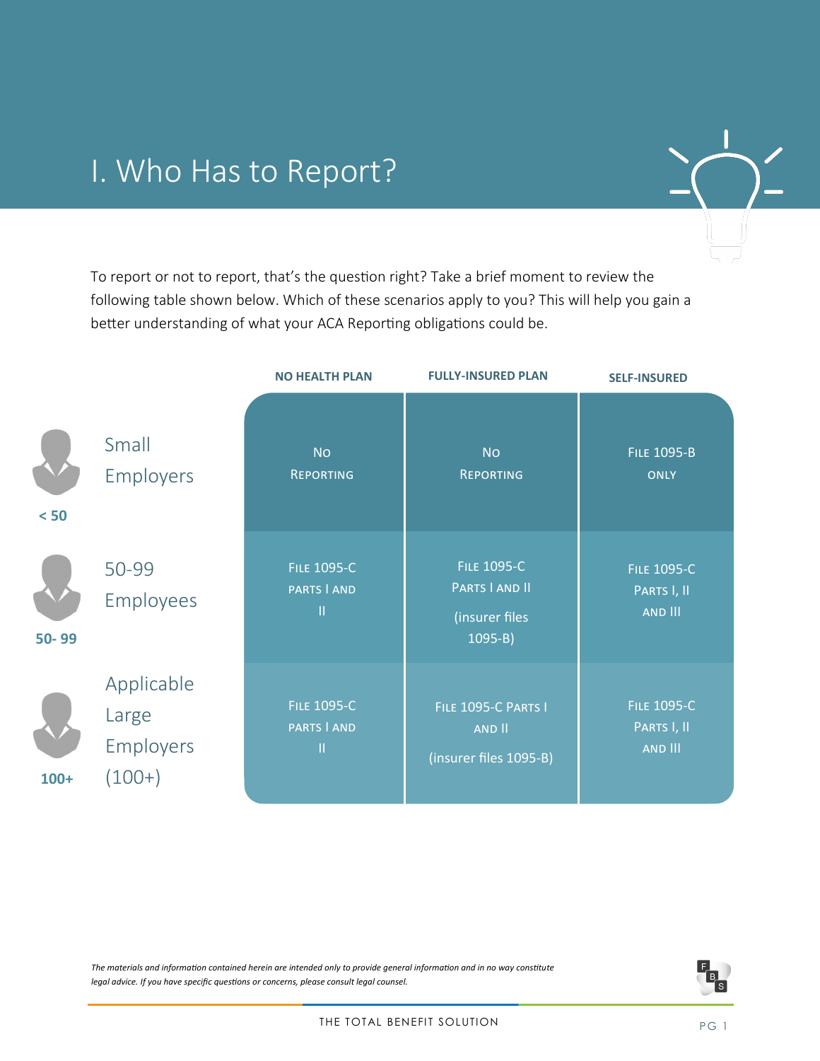# I. Who Has to Report?

To report or not to report, that's the question right? Take a brief moment to review the following table shown below. Which of these scenarios apply to you? This will help you gain a better understanding of what your ACA Reporting obligations could be.

| | NO HEALTH PLAN | FULLY-INSURED PLAN | SELF-INSURED |
|---|---|---|---|
| Small Employers (< 50) | No Reporting | No Reporting | File 1095-B only |
| 50-99 Employees (50-99) | File 1095-C Parts I and II | File 1095-C Parts I and II (insurer files 1095-B) | File 1095-C Parts I, II and III |
| Applicable Large Employers (100+) (100+) | File 1095-C Parts I and II | File 1095-C Parts I and II (insurer files 1095-B) | File 1095-C Parts I, II and III |

*The materials and information contained herein are intended only to provide general information and in no way constitute legal advice. If you have specific questions or concerns, please consult legal counsel.*

THE TOTAL BENEFIT SOLUTION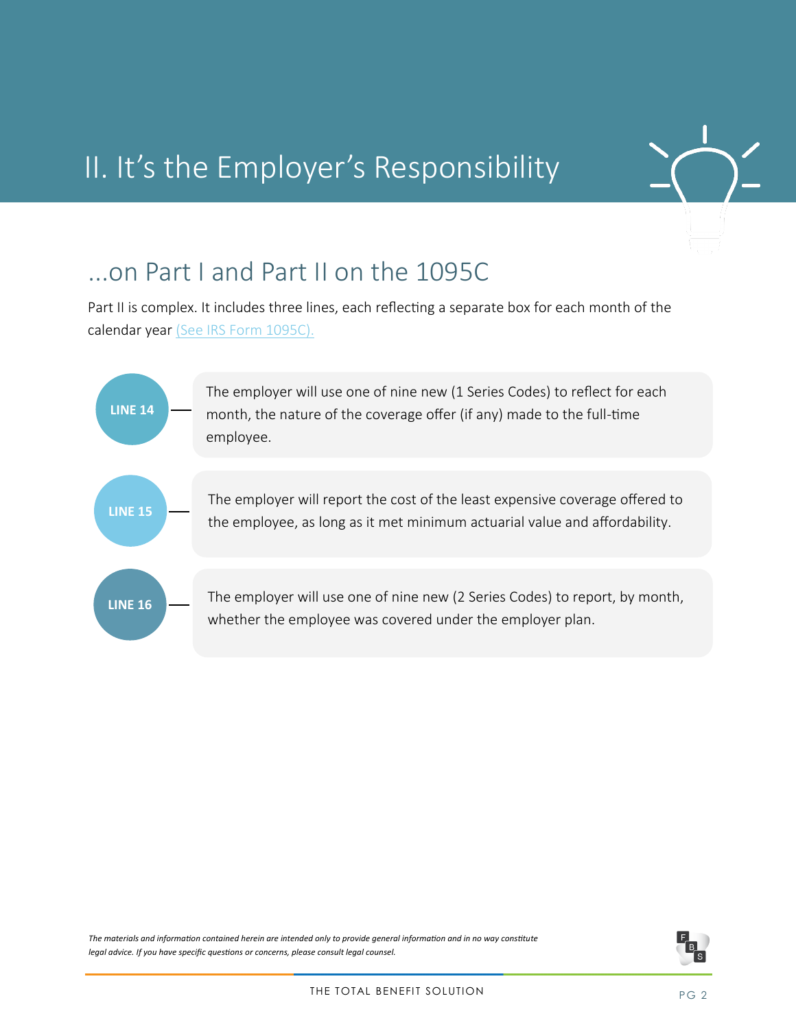# II. It's the Employer's Responsibility

## ...on Part I and Part II on the 1095C

Part II is complex. It includes three lines, each reflecting a separate box for each month of the calendar year (See IRS Form 1095C).

**LINE 14** — The employer will use one of nine new (1 Series Codes) to reflect for each month, the nature of the coverage offer (if any) made to the full-time employee.

**LINE 15** — The employer will report the cost of the least expensive coverage offered to the employee, as long as it met minimum actuarial value and affordability.

**LINE 16** — The employer will use one of nine new (2 Series Codes) to report, by month, whether the employee was covered under the employer plan.

*The materials and information contained herein are intended only to provide general information and in no way constitute legal advice. If you have specific questions or concerns, please consult legal counsel.*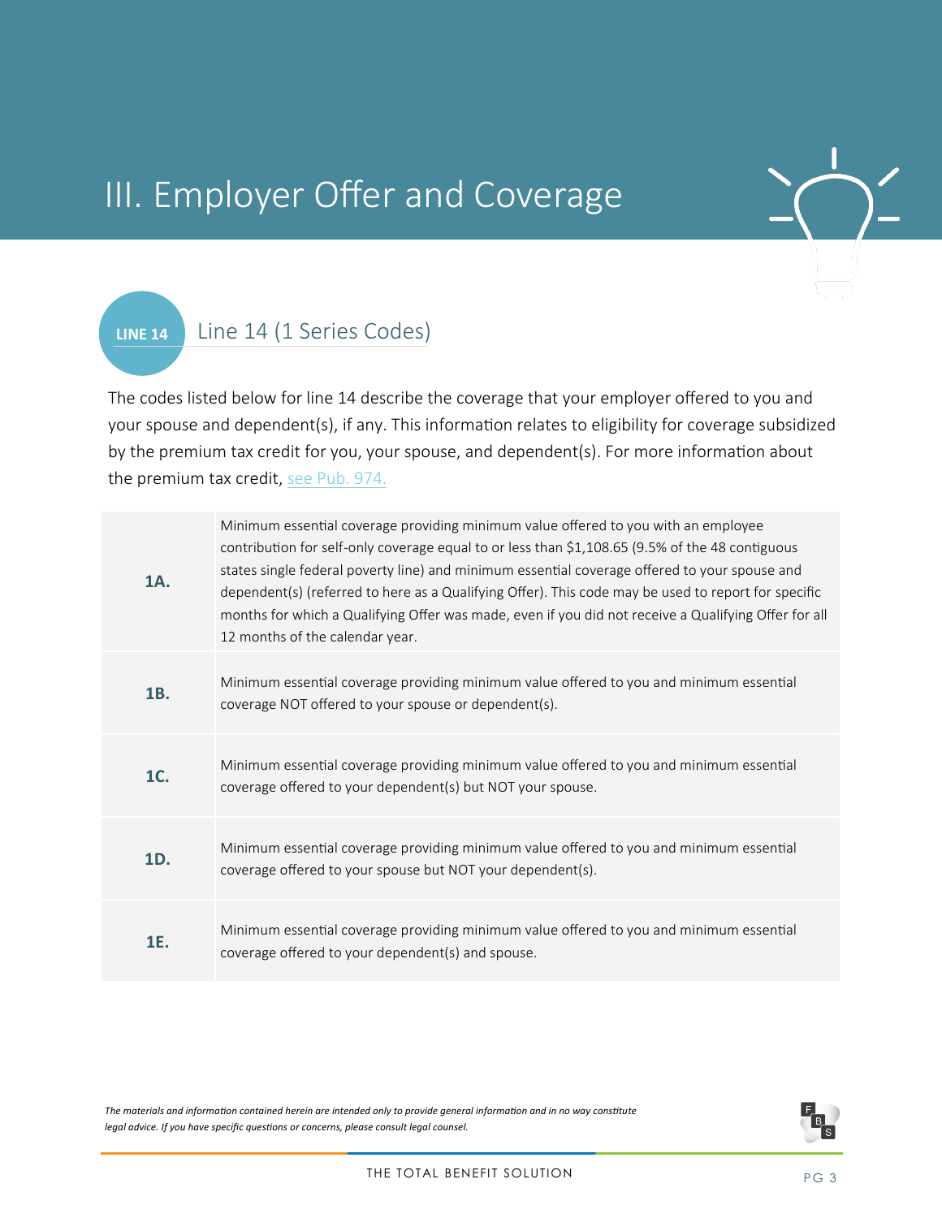# III. Employer Offer and Coverage

## LINE 14 Line 14 (1 Series Codes)

The codes listed below for line 14 describe the coverage that your employer offered to you and your spouse and dependent(s), if any. This information relates to eligibility for coverage subsidized by the premium tax credit for you, your spouse, and dependent(s). For more information about the premium tax credit, see Pub. 974.

| Code | Description |
|---|---|
| **1A.** | Minimum essential coverage providing minimum value offered to you with an employee contribution for self-only coverage equal to or less than $1,108.65 (9.5% of the 48 contiguous states single federal poverty line) and minimum essential coverage offered to your spouse and dependent(s) (referred to here as a Qualifying Offer). This code may be used to report for specific months for which a Qualifying Offer was made, even if you did not receive a Qualifying Offer for all 12 months of the calendar year. |
| **1B.** | Minimum essential coverage providing minimum value offered to you and minimum essential coverage NOT offered to your spouse or dependent(s). |
| **1C.** | Minimum essential coverage providing minimum value offered to you and minimum essential coverage offered to your dependent(s) but NOT your spouse. |
| **1D.** | Minimum essential coverage providing minimum value offered to you and minimum essential coverage offered to your spouse but NOT your dependent(s). |
| **1E.** | Minimum essential coverage providing minimum value offered to you and minimum essential coverage offered to your dependent(s) and spouse. |

*The materials and information contained herein are intended only to provide general information and in no way constitute legal advice. If you have specific questions or concerns, please consult legal counsel.*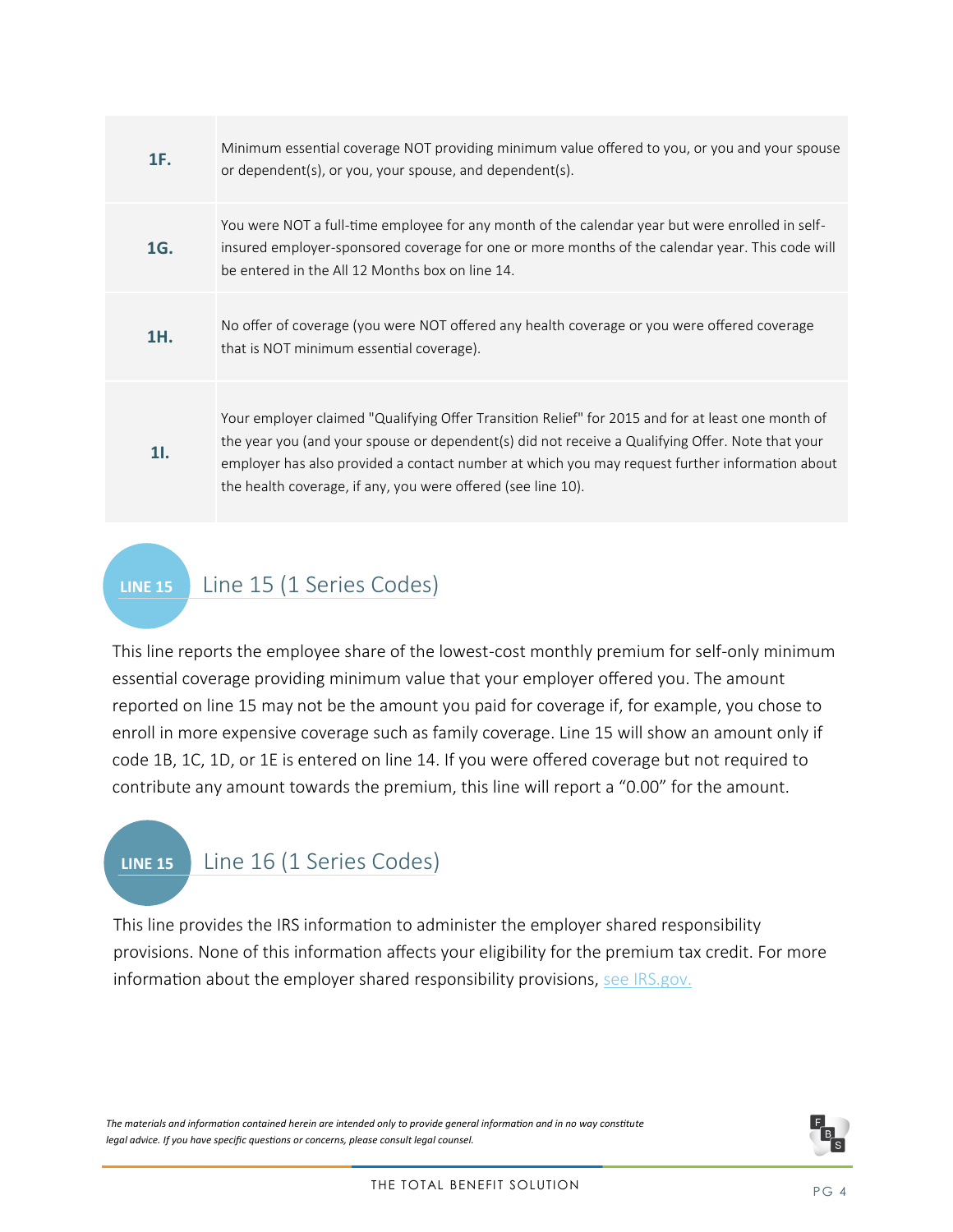| | |
|---|---|
| **1F.** | Minimum essential coverage NOT providing minimum value offered to you, or you and your spouse or dependent(s), or you, your spouse, and dependent(s). |
| **1G.** | You were NOT a full-time employee for any month of the calendar year but were enrolled in self-insured employer-sponsored coverage for one or more months of the calendar year. This code will be entered in the All 12 Months box on line 14. |
| **1H.** | No offer of coverage (you were NOT offered any health coverage or you were offered coverage that is NOT minimum essential coverage). |
| **1I.** | Your employer claimed "Qualifying Offer Transition Relief" for 2015 and for at least one month of the year you (and your spouse or dependent(s) did not receive a Qualifying Offer. Note that your employer has also provided a contact number at which you may request further information about the health coverage, if any, you were offered (see line 10). |

## LINE 15 Line 15 (1 Series Codes)

This line reports the employee share of the lowest-cost monthly premium for self-only minimum essential coverage providing minimum value that your employer offered you. The amount reported on line 15 may not be the amount you paid for coverage if, for example, you chose to enroll in more expensive coverage such as family coverage. Line 15 will show an amount only if code 1B, 1C, 1D, or 1E is entered on line 14. If you were offered coverage but not required to contribute any amount towards the premium, this line will report a "0.00" for the amount.

## LINE 15 Line 16 (1 Series Codes)

This line provides the IRS information to administer the employer shared responsibility provisions. None of this information affects your eligibility for the premium tax credit. For more information about the employer shared responsibility provisions, see IRS.gov.

*The materials and information contained herein are intended only to provide general information and in no way constitute legal advice. If you have specific questions or concerns, please consult legal counsel.*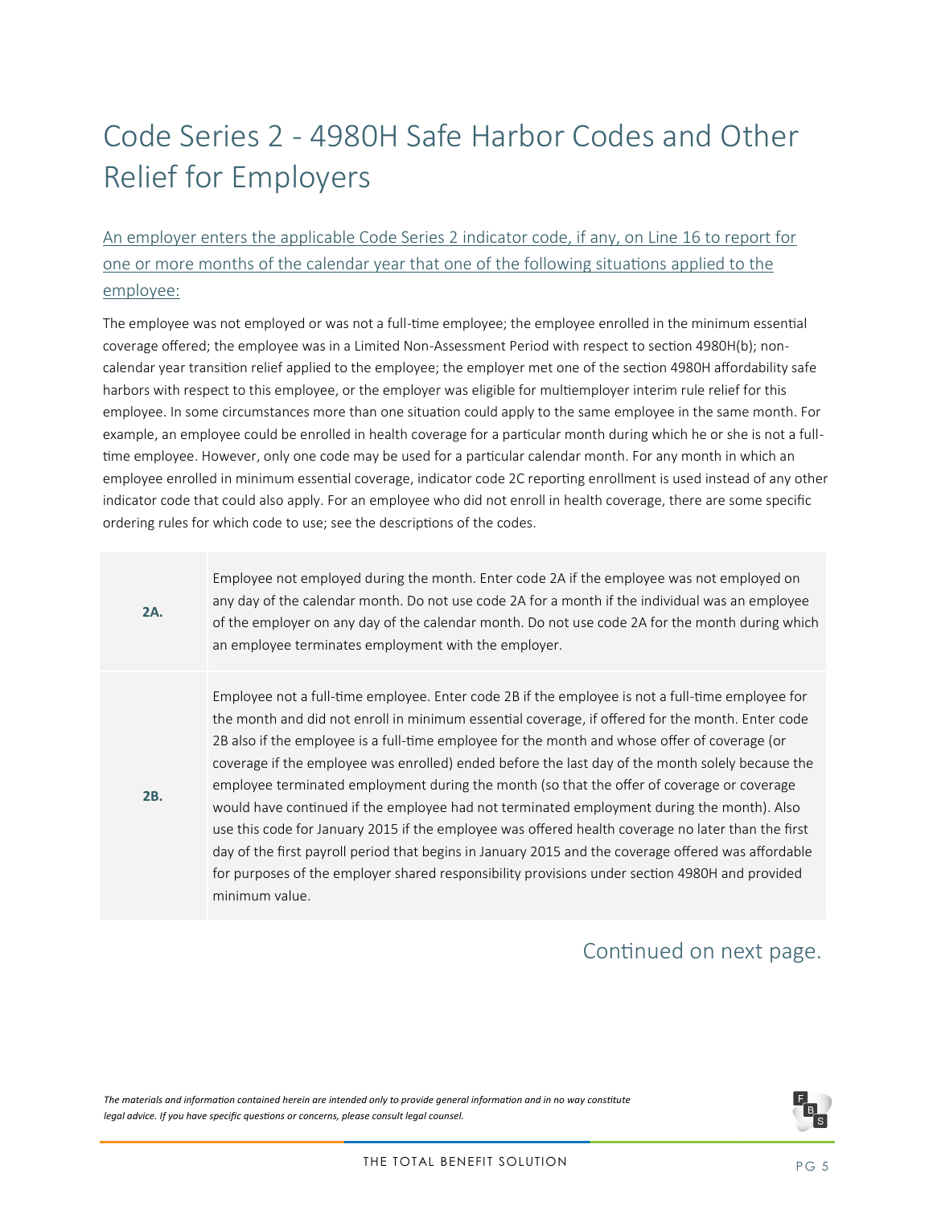# Code Series 2 - 4980H Safe Harbor Codes and Other Relief for Employers

An employer enters the applicable Code Series 2 indicator code, if any, on Line 16 to report for one or more months of the calendar year that one of the following situations applied to the employee:

The employee was not employed or was not a full-time employee; the employee enrolled in the minimum essential coverage offered; the employee was in a Limited Non-Assessment Period with respect to section 4980H(b); non-calendar year transition relief applied to the employee; the employer met one of the section 4980H affordability safe harbors with respect to this employee, or the employer was eligible for multiemployer interim rule relief for this employee. In some circumstances more than one situation could apply to the same employee in the same month. For example, an employee could be enrolled in health coverage for a particular month during which he or she is not a full-time employee. However, only one code may be used for a particular calendar month. For any month in which an employee enrolled in minimum essential coverage, indicator code 2C reporting enrollment is used instead of any other indicator code that could also apply. For an employee who did not enroll in health coverage, there are some specific ordering rules for which code to use; see the descriptions of the codes.

| | |
|---|---|
| **2A.** | Employee not employed during the month. Enter code 2A if the employee was not employed on any day of the calendar month. Do not use code 2A for a month if the individual was an employee of the employer on any day of the calendar month. Do not use code 2A for the month during which an employee terminates employment with the employer. |
| **2B.** | Employee not a full-time employee. Enter code 2B if the employee is not a full-time employee for the month and did not enroll in minimum essential coverage, if offered for the month. Enter code 2B also if the employee is a full-time employee for the month and whose offer of coverage (or coverage if the employee was enrolled) ended before the last day of the month solely because the employee terminated employment during the month (so that the offer of coverage or coverage would have continued if the employee had not terminated employment during the month). Also use this code for January 2015 if the employee was offered health coverage no later than the first day of the first payroll period that begins in January 2015 and the coverage offered was affordable for purposes of the employer shared responsibility provisions under section 4980H and provided minimum value. |

Continued on next page.

*The materials and information contained herein are intended only to provide general information and in no way constitute legal advice. If you have specific questions or concerns, please consult legal counsel.*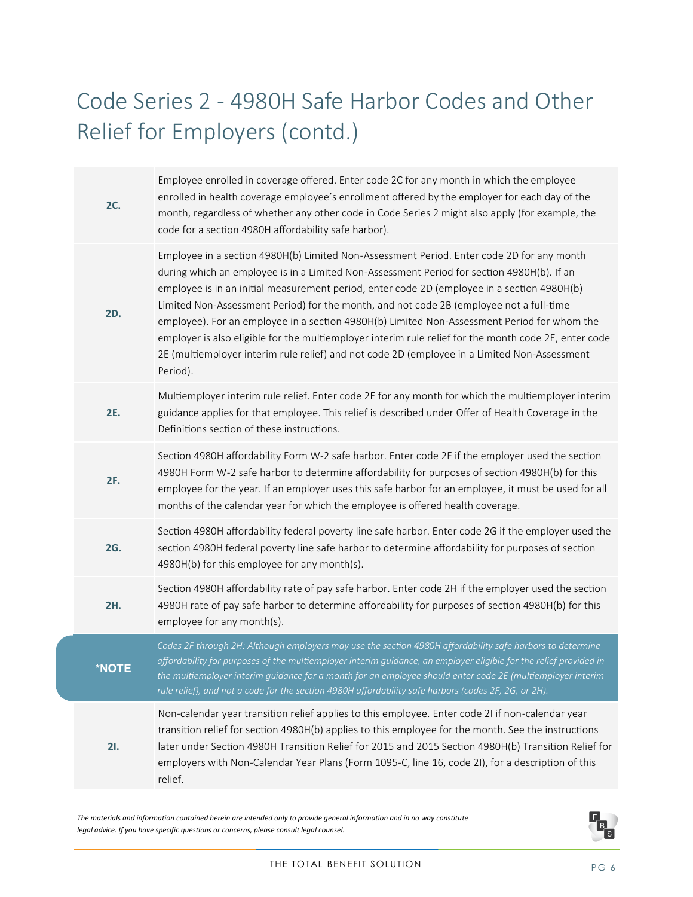# Code Series 2 - 4980H Safe Harbor Codes and Other Relief for Employers (contd.)

| | |
|---|---|
| **2C.** | Employee enrolled in coverage offered. Enter code 2C for any month in which the employee enrolled in health coverage employee's enrollment offered by the employer for each day of the month, regardless of whether any other code in Code Series 2 might also apply (for example, the code for a section 4980H affordability safe harbor). |
| **2D.** | Employee in a section 4980H(b) Limited Non-Assessment Period. Enter code 2D for any month during which an employee is in a Limited Non-Assessment Period for section 4980H(b). If an employee is in an initial measurement period, enter code 2D (employee in a section 4980H(b) Limited Non-Assessment Period) for the month, and not code 2B (employee not a full-time employee). For an employee in a section 4980H(b) Limited Non-Assessment Period for whom the employer is also eligible for the multiemployer interim rule relief for the month code 2E, enter code 2E (multiemployer interim rule relief) and not code 2D (employee in a Limited Non-Assessment Period). |
| **2E.** | Multiemployer interim rule relief. Enter code 2E for any month for which the multiemployer interim guidance applies for that employee. This relief is described under Offer of Health Coverage in the Definitions section of these instructions. |
| **2F.** | Section 4980H affordability Form W-2 safe harbor. Enter code 2F if the employer used the section 4980H Form W-2 safe harbor to determine affordability for purposes of section 4980H(b) for this employee for the year. If an employer uses this safe harbor for an employee, it must be used for all months of the calendar year for which the employee is offered health coverage. |
| **2G.** | Section 4980H affordability federal poverty line safe harbor. Enter code 2G if the employer used the section 4980H federal poverty line safe harbor to determine affordability for purposes of section 4980H(b) for this employee for any month(s). |
| **2H.** | Section 4980H affordability rate of pay safe harbor. Enter code 2H if the employer used the section 4980H rate of pay safe harbor to determine affordability for purposes of section 4980H(b) for this employee for any month(s). |
| **\*NOTE** | *Codes 2F through 2H: Although employers may use the section 4980H affordability safe harbors to determine affordability for purposes of the multiemployer interim guidance, an employer eligible for the relief provided in the multiemployer interim guidance for a month for an employee should enter code 2E (multiemployer interim rule relief), and not a code for the section 4980H affordability safe harbors (codes 2F, 2G, or 2H).* |
| **2I.** | Non-calendar year transition relief applies to this employee. Enter code 2I if non-calendar year transition relief for section 4980H(b) applies to this employee for the month. See the instructions later under Section 4980H Transition Relief for 2015 and 2015 Section 4980H(b) Transition Relief for employers with Non-Calendar Year Plans (Form 1095-C, line 16, code 2I), for a description of this relief. |

*The materials and information contained herein are intended only to provide general information and in no way constitute legal advice. If you have specific questions or concerns, please consult legal counsel.*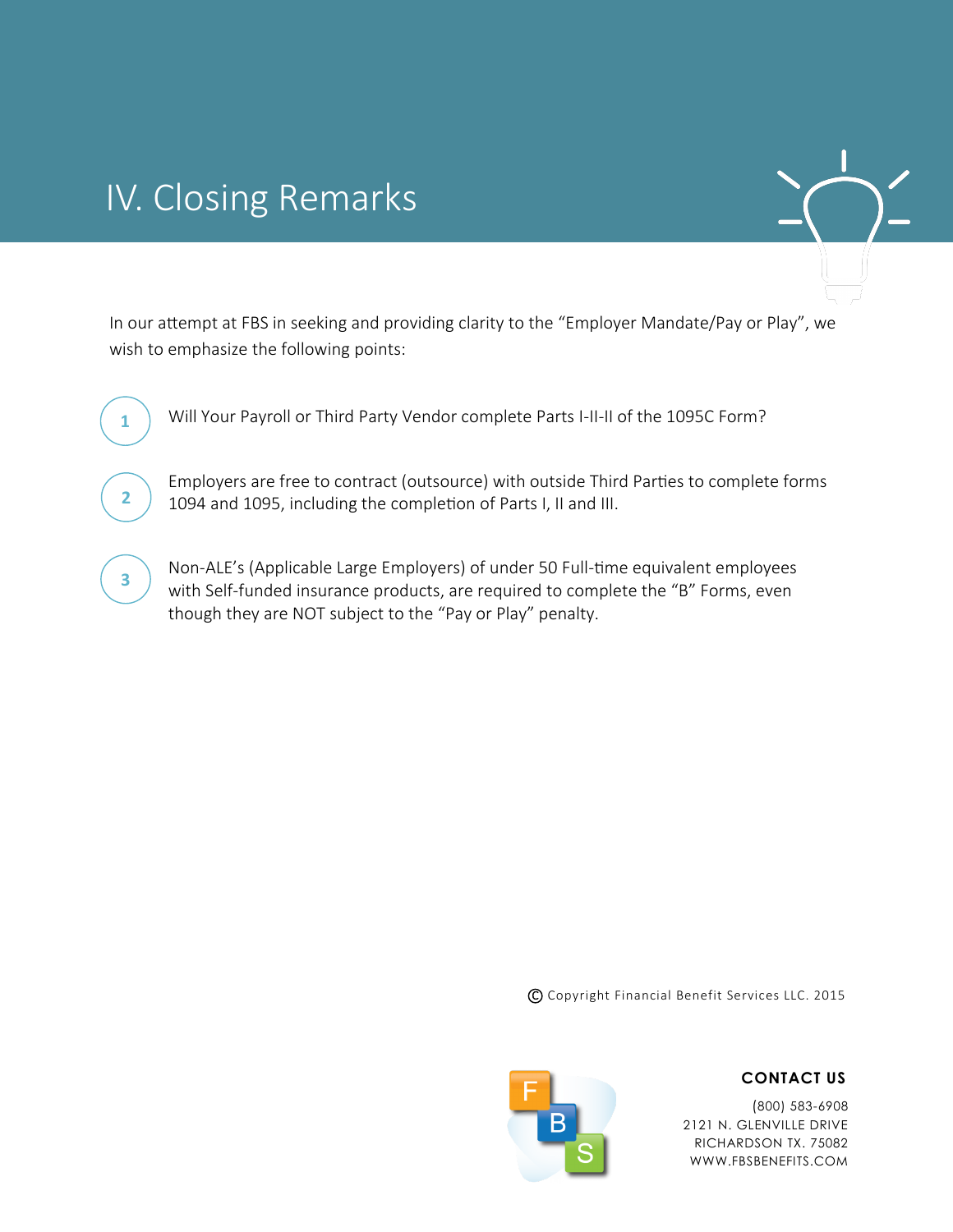# IV. Closing Remarks

In our attempt at FBS in seeking and providing clarity to the “Employer Mandate/Pay or Play”, we wish to emphasize the following points:

1. Will Your Payroll or Third Party Vendor complete Parts I-II-II of the 1095C Form?

2. Employers are free to contract (outsource) with outside Third Parties to complete forms 1094 and 1095, including the completion of Parts I, II and III.

3. Non-ALE’s (Applicable Large Employers) of under 50 Full-time equivalent employees with Self-funded insurance products, are required to complete the “B” Forms, even though they are NOT subject to the “Pay or Play” penalty.

© Copyright Financial Benefit Services LLC. 2015

**CONTACT US**

(800) 583-6908
2121 N. GLENVILLE DRIVE
RICHARDSON TX. 75082
WWW.FBSBENEFITS.COM